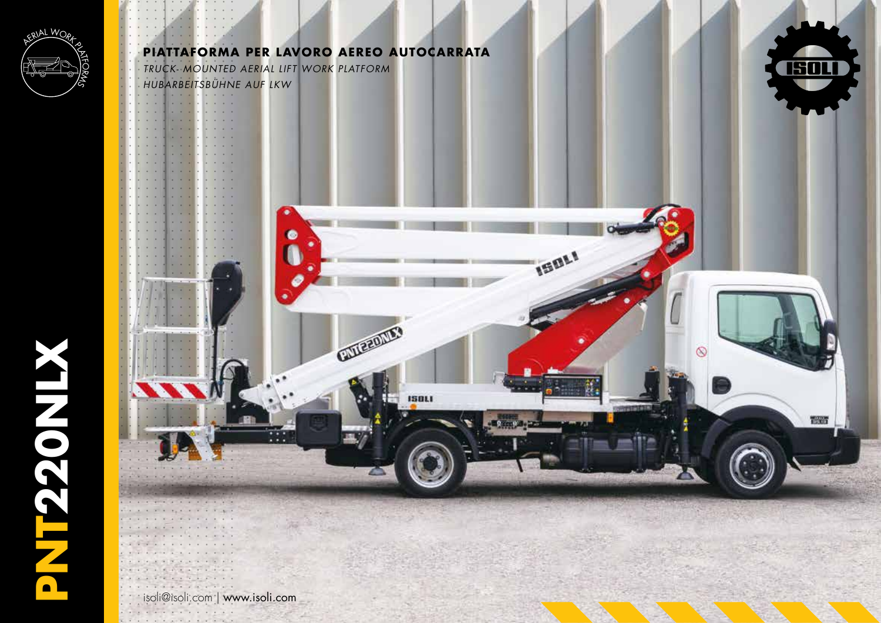# PNT220NLX

**PIATTAFORMA PER LAVORO AEREO AUTOCARRATA**

*TRUCK-MOUNTED AERIAL LIFT WORK PLATFORM*

*HUBARBEITSBÜHNE AUF LKW*

isoli@isoli.com | www.isoli.com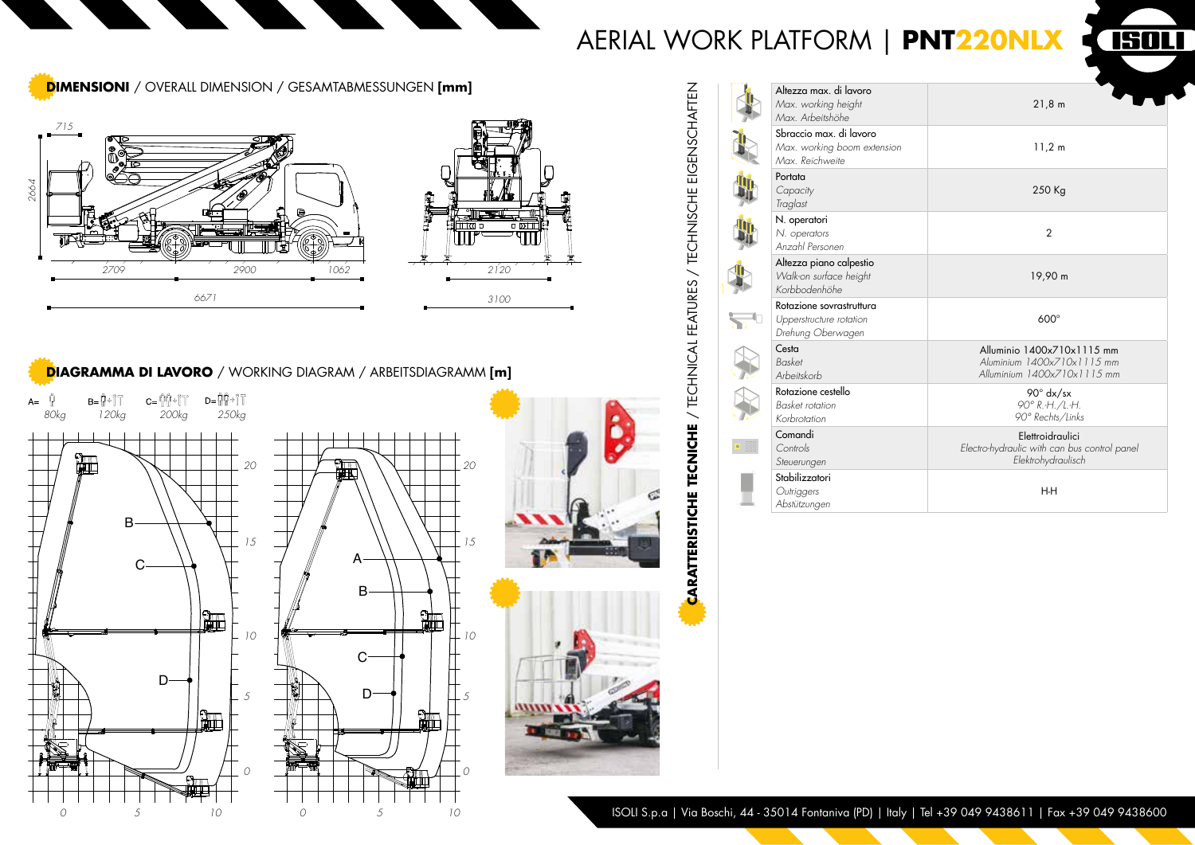# AERIAL WORK PLATFORM | PNT220NLX

ISOLI

## DIMENSIONI / OVERALL DIMENSION / GESAMTABMESSUNGEN [mm]

715
2664
2709
2900
1062
6671
2120
3100

## DIAGRAMMA DI LAVORO / WORKING DIAGRAM / ARBEITSDIAGRAMM [m]

A= 80kg
B= 120kg
C= 200kg
D= 250kg

A
B
C
D
20
15
10
5
0
0
5
10

## CARATTERISTICHE TECNICHE / TECHNICAL FEATURES / TECHNISCHE EIGENSCHAFTEN

| | |
|---|---|
| Altezza max. di lavoro<br>*Max. working height*<br>*Max. Arbeitshöhe* | 21,8 m |
| Sbraccio max. di lavoro<br>*Max. working boom extension*<br>*Max. Reichweite* | 11,2 m |
| Portata<br>*Capacity*<br>*Traglast* | 250 Kg |
| N. operatori<br>*N. operators*<br>*Anzahl Personen* | 2 |
| Altezza piano calpestio<br>*Walk-on surface height*<br>*Korbbodenhöhe* | 19,90 m |
| Rotazione sovrastruttura<br>*Upperstructure rotation*<br>*Drehung Oberwagen* | 600° |
| Cesta<br>*Basket*<br>*Arbeitskorb* | Alluminio 1400x710x1115 mm<br>*Aluminium 1400x710x1115 mm*<br>*Alluminium 1400x710x1115 mm* |
| Rotazione cestello<br>*Basket rotation*<br>*Korbrotation* | 90° dx/sx<br>*90° R.-H./L.-H.*<br>*90° Rechts/Links* |
| Comandi<br>*Controls*<br>*Steuerungen* | Elettroidraulici<br>*Electro-hydraulic with can bus control panel*<br>*Elektrohydraulisch* |
| Stabilizzatori<br>*Outriggers*<br>*Abstützungen* | H-H |

ISOLI S.p.a | Via Boschi, 44 - 35014 Fontaniva (PD) | Italy | Tel +39 049 9438611 | Fax +39 049 9438600